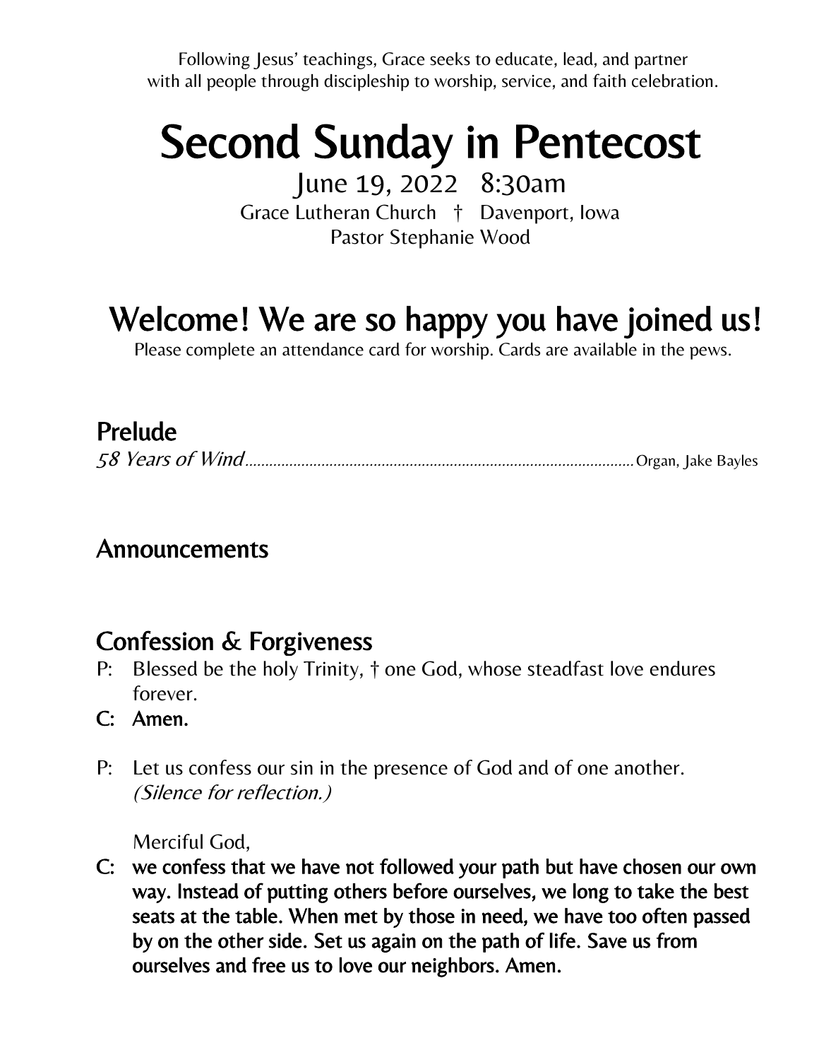Following Jesus' teachings, Grace seeks to educate, lead, and partner with all people through discipleship to worship, service, and faith celebration.

# Second Sunday in Pentecost

June 19, 2022 8:30am

Grace Lutheran Church † Davenport, Iowa

Pastor Stephanie Wood

## Welcome! We are so happy you have joined us!

Please complete an attendance card for worship. Cards are available in the pews.

## Prelude

*58 Years of Wind*........................................................................................Organ, Jake Bayles

## Announcements

## Confession & Forgiveness

P: Blessed be the holy Trinity, † one God, whose steadfast love endures forever.

**C: Amen.**

P: Let us confess our sin in the presence of God and of one another. *(Silence for reflection.)*

Merciful God,

**C: we confess that we have not followed your path but have chosen our own way. Instead of putting others before ourselves, we long to take the best seats at the table. When met by those in need, we have too often passed by on the other side. Set us again on the path of life. Save us from ourselves and free us to love our neighbors. Amen.**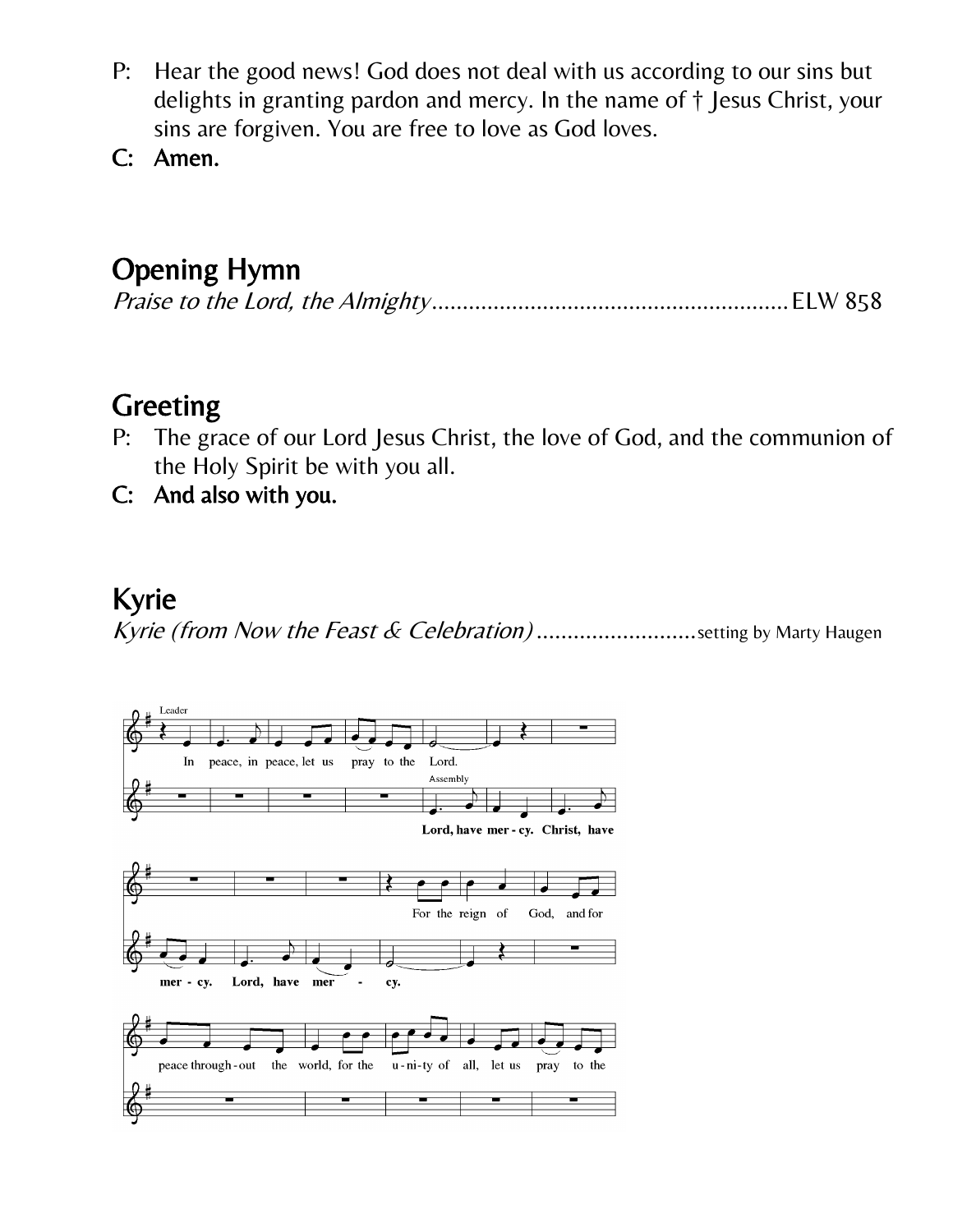P: Hear the good news! God does not deal with us according to our sins but delights in granting pardon and mercy. In the name of † Jesus Christ, your sins are forgiven. You are free to love as God loves.

**C: Amen.**

## Opening Hymn

*Praise to the Lord, the Almighty* .......................................................... ELW 858

## Greeting

P: The grace of our Lord Jesus Christ, the love of God, and the communion of the Holy Spirit be with you all.

**C: And also with you.**

## Kyrie

*Kyrie (from Now the Feast & Celebration)* .......................... setting by Marty Haugen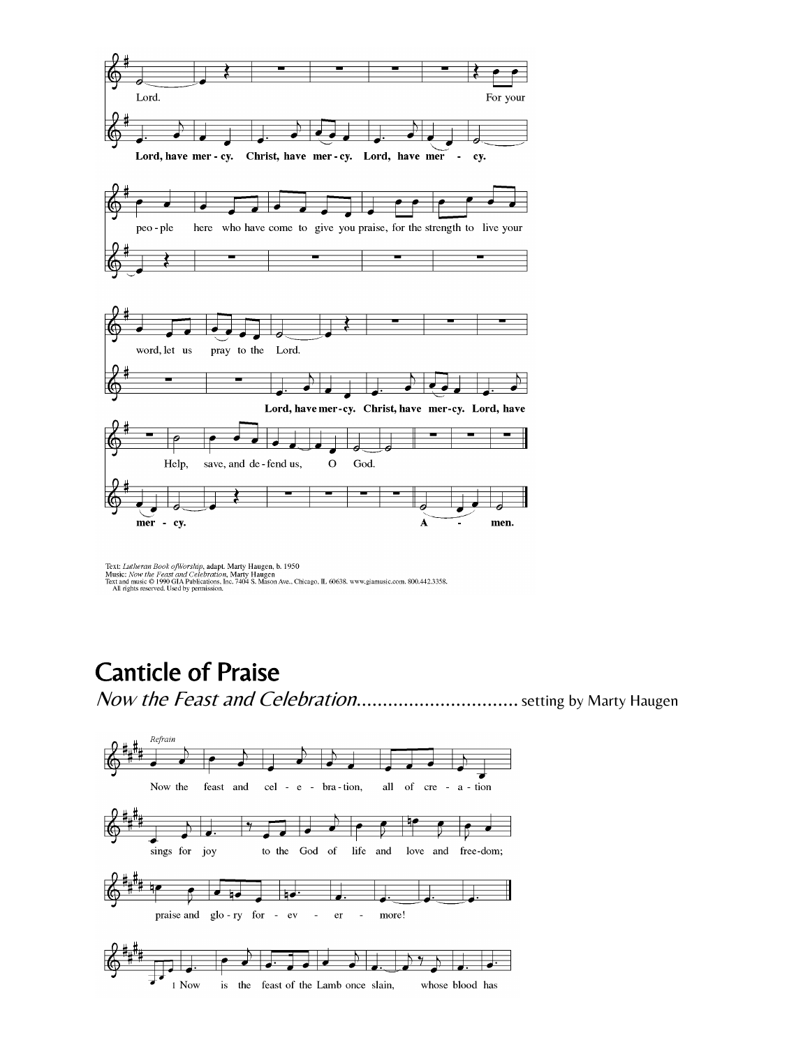Lord. For your

Lord, have mer - cy. Christ, have mer - cy. Lord, have mer - cy.

peo - ple here who have come to give you praise, for the strength to live your

word, let us pray to the Lord.

Lord, have mer - cy. Christ, have mer - cy. Lord, have

Help, save, and de - fend us, O God.

mer - cy. A - men.

Text: *Lutheran Book of Worship*, adapt. Marty Haugen, b. 1950
Music: *Now the Feast and Celebration*, Marty Haugen
Text and music © 1990 GIA Publications, Inc. 7404 S. Mason Ave., Chicago, IL 60638. www.giamusic.com. 800.442.3358.
All rights reserved. Used by permission.

# Canticle of Praise

*Now the Feast and Celebration*............................... setting by Marty Haugen

*Refrain*

Now the feast and cel - e - bra - tion, all of cre - a - tion

sings for joy to the God of life and love and free - dom;

praise and glo - ry for - ev - er - more!

1 Now is the feast of the Lamb once slain, whose blood has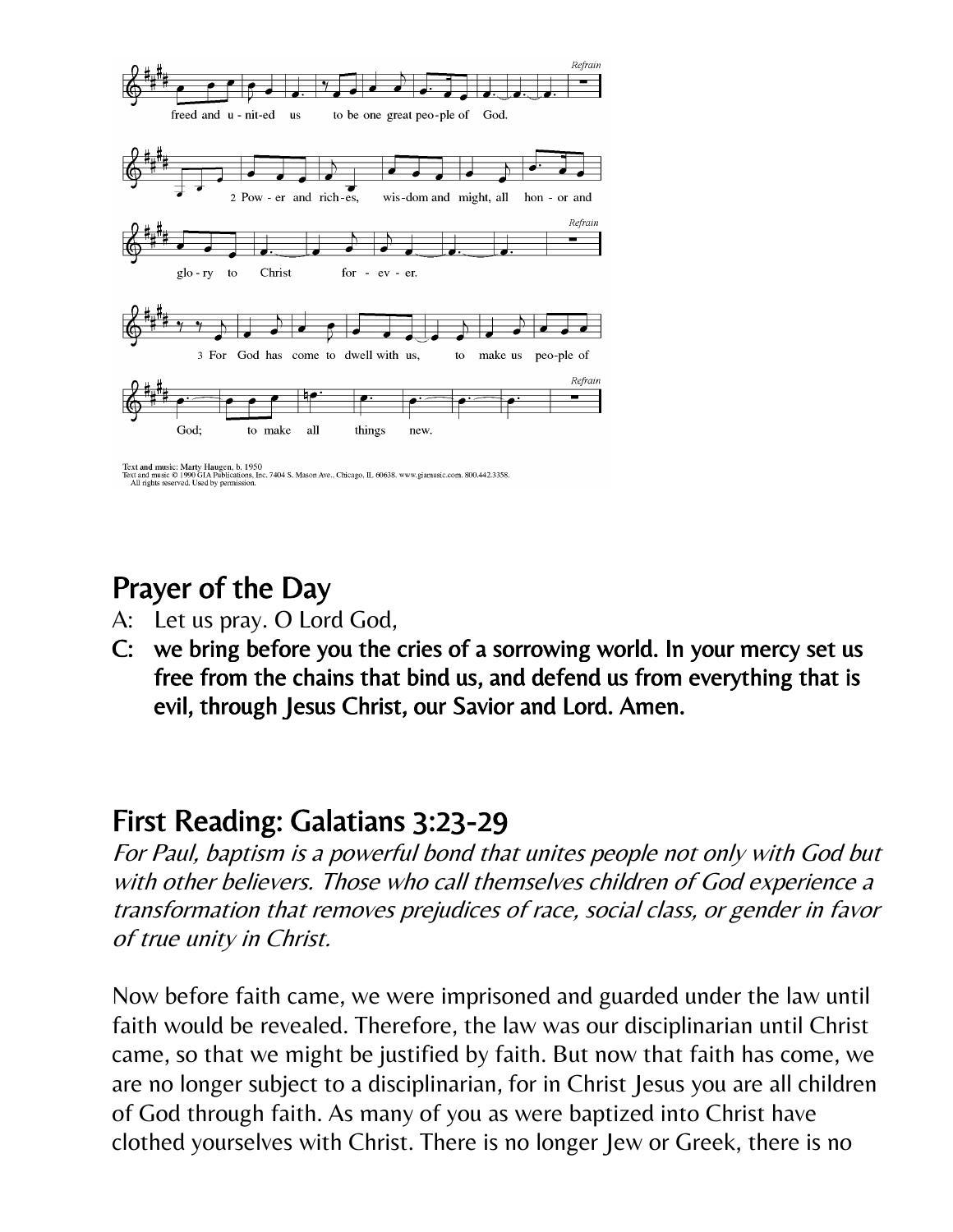freed and u - nit-ed us to be one great peo-ple of God.

*Refrain*

2 Pow - er and rich-es, wis-dom and might, all hon - or and glo - ry to Christ for - ev - er.

*Refrain*

3 For God has come to dwell with us, to make us peo-ple of God; to make all things new.

*Refrain*

Text and music: Marty Haugen, b. 1950
Text and music © 1990 GIA Publications, Inc. 7404 S. Mason Ave., Chicago, IL 60638. www.giamusic.com. 800.442.3358.
All rights reserved. Used by permission.

## Prayer of the Day

A: Let us pray. O Lord God,

**C: we bring before you the cries of a sorrowing world. In your mercy set us free from the chains that bind us, and defend us from everything that is evil, through Jesus Christ, our Savior and Lord. Amen.**

## First Reading: Galatians 3:23-29

*For Paul, baptism is a powerful bond that unites people not only with God but with other believers. Those who call themselves children of God experience a transformation that removes prejudices of race, social class, or gender in favor of true unity in Christ.*

Now before faith came, we were imprisoned and guarded under the law until faith would be revealed. Therefore, the law was our disciplinarian until Christ came, so that we might be justified by faith. But now that faith has come, we are no longer subject to a disciplinarian, for in Christ Jesus you are all children of God through faith. As many of you as were baptized into Christ have clothed yourselves with Christ. There is no longer Jew or Greek, there is no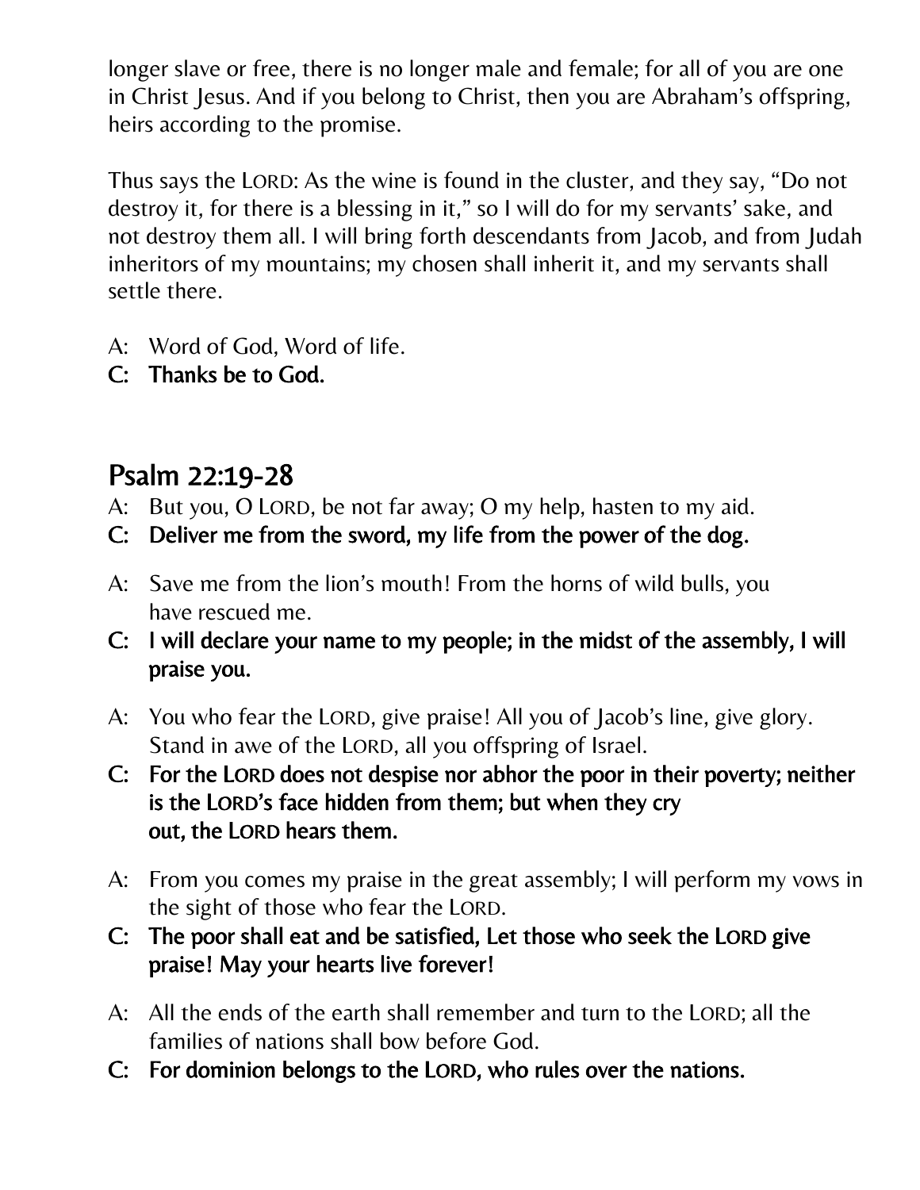longer slave or free, there is no longer male and female; for all of you are one in Christ Jesus. And if you belong to Christ, then you are Abraham's offspring, heirs according to the promise.

Thus says the LORD: As the wine is found in the cluster, and they say, "Do not destroy it, for there is a blessing in it," so I will do for my servants' sake, and not destroy them all. I will bring forth descendants from Jacob, and from Judah inheritors of my mountains; my chosen shall inherit it, and my servants shall settle there.

A: Word of God, Word of life.
**C: Thanks be to God.**

## Psalm 22:19-28

A: But you, O LORD, be not far away; O my help, hasten to my aid.
**C: Deliver me from the sword, my life from the power of the dog.**

A: Save me from the lion's mouth! From the horns of wild bulls, you have rescued me.
**C: I will declare your name to my people; in the midst of the assembly, I will praise you.**

A: You who fear the LORD, give praise! All you of Jacob's line, give glory. Stand in awe of the LORD, all you offspring of Israel.
**C: For the LORD does not despise nor abhor the poor in their poverty; neither is the LORD's face hidden from them; but when they cry out, the LORD hears them.**

A: From you comes my praise in the great assembly; I will perform my vows in the sight of those who fear the LORD.
**C: The poor shall eat and be satisfied, Let those who seek the LORD give praise! May your hearts live forever!**

A: All the ends of the earth shall remember and turn to the LORD; all the families of nations shall bow before God.
**C: For dominion belongs to the LORD, who rules over the nations.**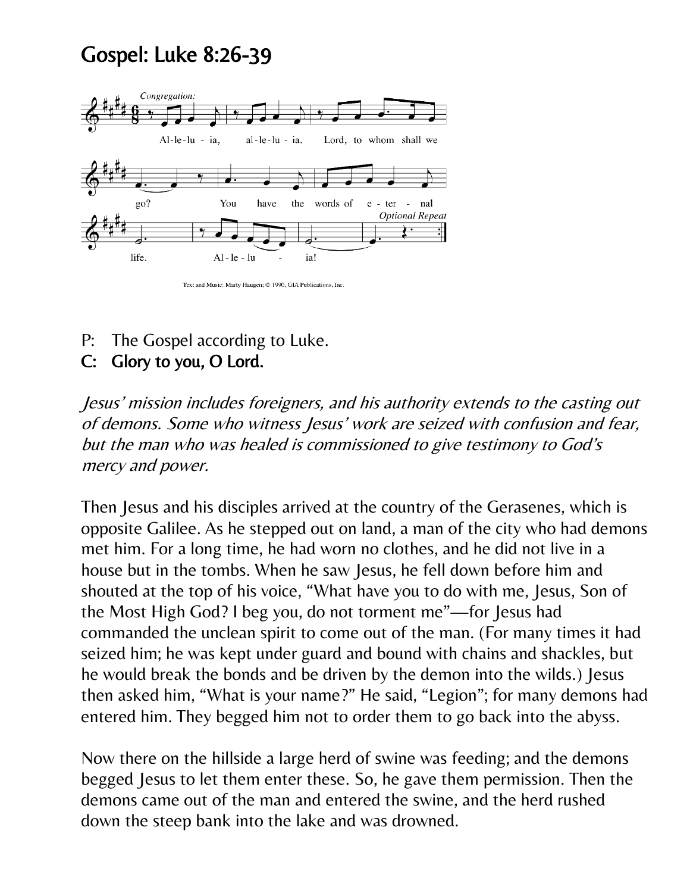# Gospel: Luke 8:26-39

Text and Music: Marty Haugen; © 1990, GIA Publications, Inc.

P: The Gospel according to Luke.

**C: Glory to you, O Lord.**

*Jesus' mission includes foreigners, and his authority extends to the casting out of demons. Some who witness Jesus' work are seized with confusion and fear, but the man who was healed is commissioned to give testimony to God's mercy and power.*

Then Jesus and his disciples arrived at the country of the Gerasenes, which is opposite Galilee. As he stepped out on land, a man of the city who had demons met him. For a long time, he had worn no clothes, and he did not live in a house but in the tombs. When he saw Jesus, he fell down before him and shouted at the top of his voice, "What have you to do with me, Jesus, Son of the Most High God? I beg you, do not torment me"—for Jesus had commanded the unclean spirit to come out of the man. (For many times it had seized him; he was kept under guard and bound with chains and shackles, but he would break the bonds and be driven by the demon into the wilds.) Jesus then asked him, "What is your name?" He said, "Legion"; for many demons had entered him. They begged him not to order them to go back into the abyss.

Now there on the hillside a large herd of swine was feeding; and the demons begged Jesus to let them enter these. So, he gave them permission. Then the demons came out of the man and entered the swine, and the herd rushed down the steep bank into the lake and was drowned.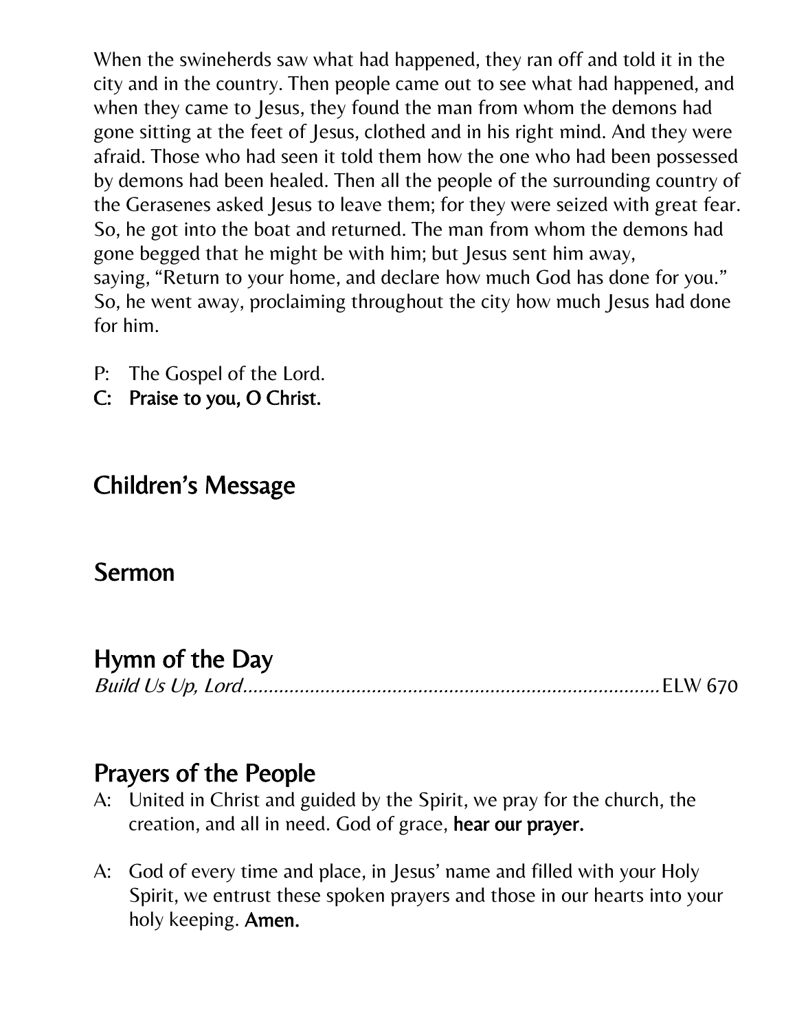When the swineherds saw what had happened, they ran off and told it in the city and in the country. Then people came out to see what had happened, and when they came to Jesus, they found the man from whom the demons had gone sitting at the feet of Jesus, clothed and in his right mind. And they were afraid. Those who had seen it told them how the one who had been possessed by demons had been healed. Then all the people of the surrounding country of the Gerasenes asked Jesus to leave them; for they were seized with great fear. So, he got into the boat and returned. The man from whom the demons had gone begged that he might be with him; but Jesus sent him away, saying, “Return to your home, and declare how much God has done for you.” So, he went away, proclaiming throughout the city how much Jesus had done for him.

P: The Gospel of the Lord.
**C: Praise to you, O Christ.**

## Children’s Message

## Sermon

## Hymn of the Day

*Build Us Up, Lord*.................................................................................. ELW 670

## Prayers of the People

A: United in Christ and guided by the Spirit, we pray for the church, the creation, and all in need. God of grace, **hear our prayer.**

A: God of every time and place, in Jesus’ name and filled with your Holy Spirit, we entrust these spoken prayers and those in our hearts into your holy keeping. **Amen.**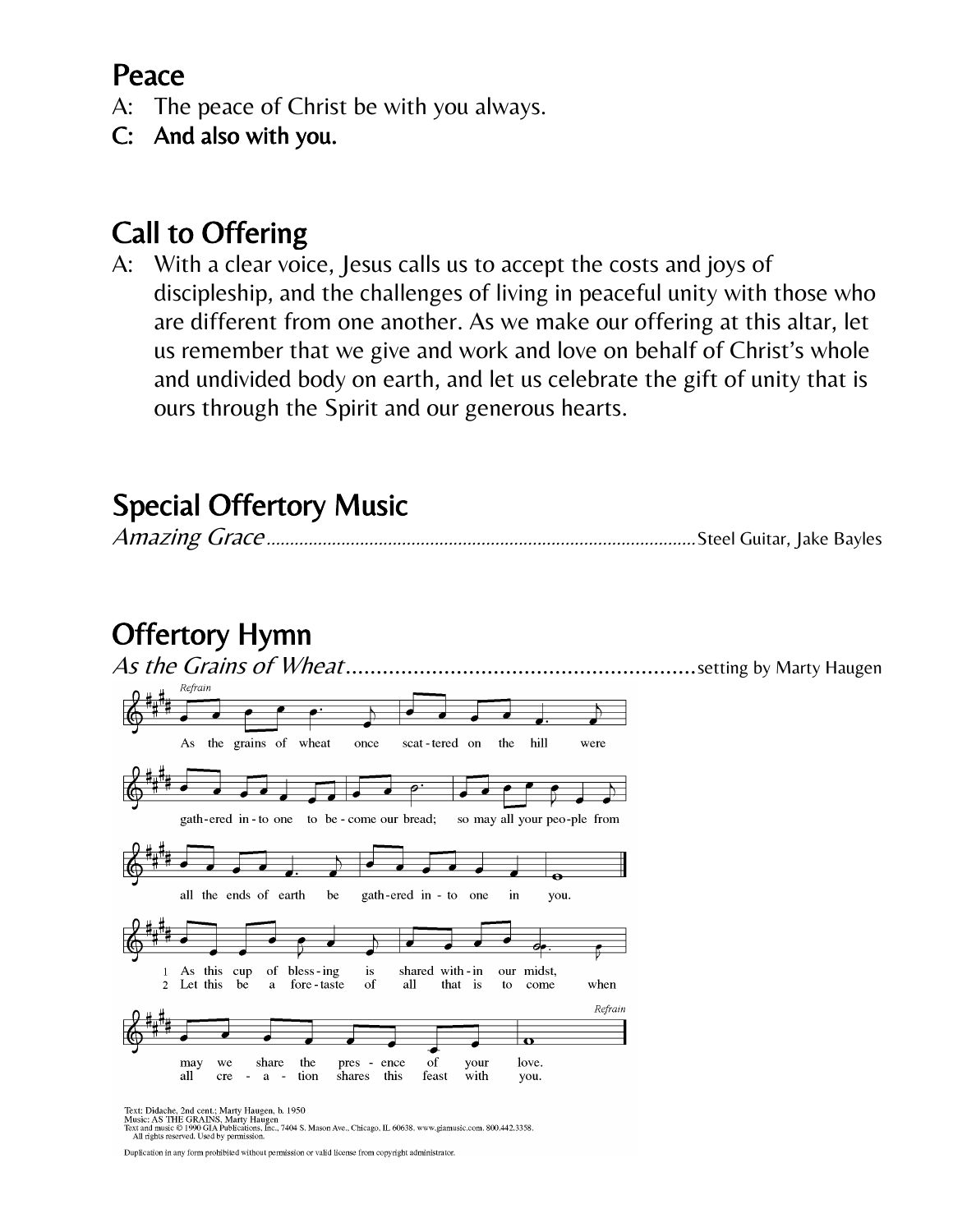## Peace

A: The peace of Christ be with you always.

**C: And also with you.**

## Call to Offering

A: With a clear voice, Jesus calls us to accept the costs and joys of discipleship, and the challenges of living in peaceful unity with those who are different from one another. As we make our offering at this altar, let us remember that we give and work and love on behalf of Christ's whole and undivided body on earth, and let us celebrate the gift of unity that is ours through the Spirit and our generous hearts.

## Special Offertory Music

*Amazing Grace*........................................................................................Steel Guitar, Jake Bayles

## Offertory Hymn

*As the Grains of Wheat*........................................................setting by Marty Haugen

*Refrain*

As the grains of wheat once scat-tered on the hill were gath-ered in-to one to be-come our bread; so may all your peo-ple from all the ends of earth be gath-ered in-to one in you.

1 As this cup of bless-ing is shared with-in our midst, may we share the pres-ence of your love.

2 Let this be a fore-taste of all that is to come when all cre-a-tion shares this feast with you.

*Refrain*

Text: Didache, 2nd cent.; Marty Haugen, b. 1950
Music: AS THE GRAINS, Marty Haugen
Text and music © 1990 GIA Publications, Inc., 7404 S. Mason Ave., Chicago, IL 60638. www.giamusic.com. 800.442.3358.
All rights reserved. Used by permission.

Duplication in any form prohibited without permission or valid license from copyright administrator.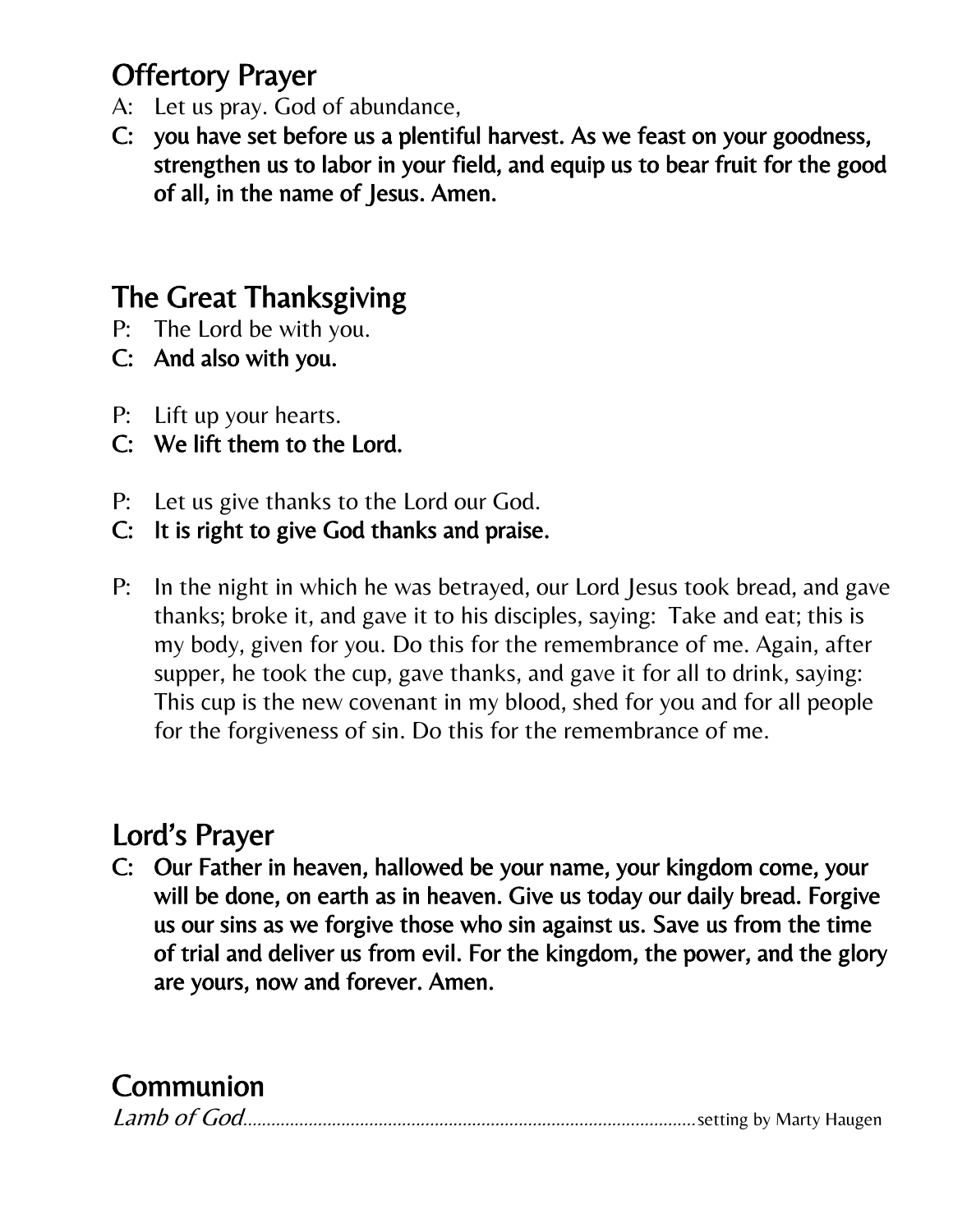## Offertory Prayer

A: Let us pray. God of abundance,

**C: you have set before us a plentiful harvest. As we feast on your goodness, strengthen us to labor in your field, and equip us to bear fruit for the good of all, in the name of Jesus. Amen.**

## The Great Thanksgiving

P: The Lord be with you.

**C: And also with you.**

P: Lift up your hearts.

**C: We lift them to the Lord.**

P: Let us give thanks to the Lord our God.

**C: It is right to give God thanks and praise.**

P: In the night in which he was betrayed, our Lord Jesus took bread, and gave thanks; broke it, and gave it to his disciples, saying: Take and eat; this is my body, given for you. Do this for the remembrance of me. Again, after supper, he took the cup, gave thanks, and gave it for all to drink, saying: This cup is the new covenant in my blood, shed for you and for all people for the forgiveness of sin. Do this for the remembrance of me.

## Lord's Prayer

**C: Our Father in heaven, hallowed be your name, your kingdom come, your will be done, on earth as in heaven. Give us today our daily bread. Forgive us our sins as we forgive those who sin against us. Save us from the time of trial and deliver us from evil. For the kingdom, the power, and the glory are yours, now and forever. Amen.**

## Communion

*Lamb of God*............................................................................................setting by Marty Haugen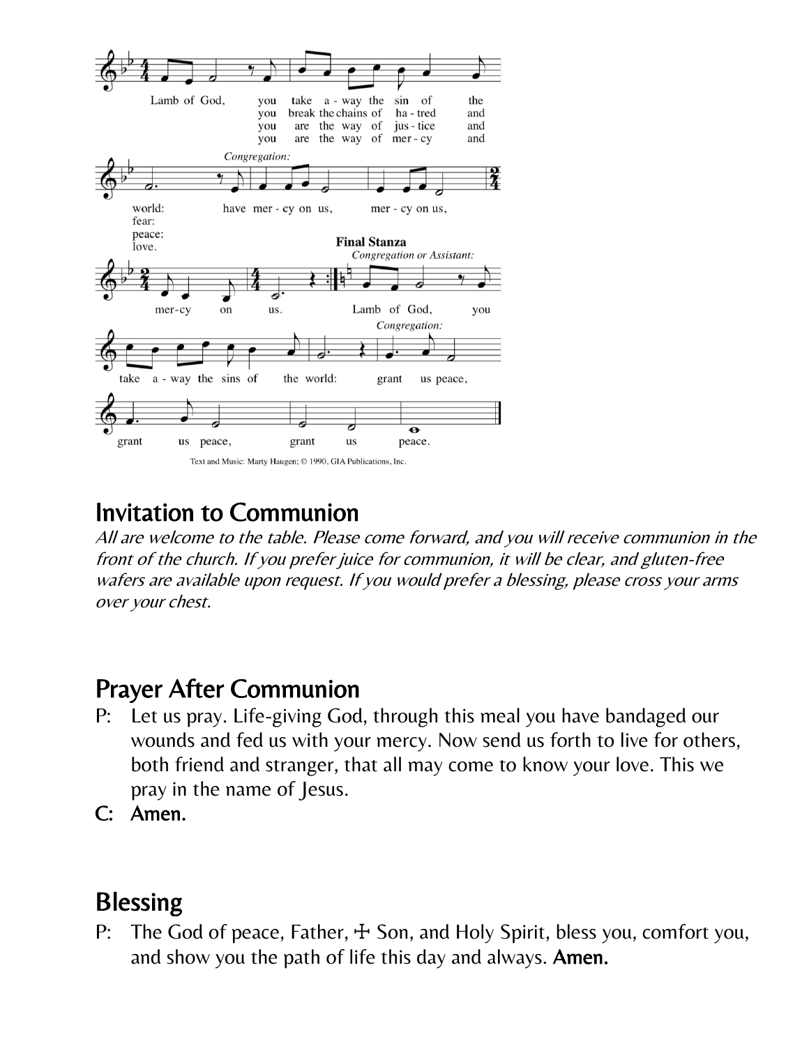Lamb of God, you take away the sin of the world: have mercy on us, mercy on us, mercy on us.
you break the chains of hatred and fear:
you are the way of justice and peace:
you are the way of mercy and love.

*Congregation:*

**Final Stanza**
*Congregation or Assistant:*

Lamb of God, you take away the sins of the world:

*Congregation:*

grant us peace, grant us peace, grant us peace.

Text and Music: Marty Haugen; © 1990, GIA Publications, Inc.

## Invitation to Communion

*All are welcome to the table. Please come forward, and you will receive communion in the front of the church. If you prefer juice for communion, it will be clear, and gluten-free wafers are available upon request. If you would prefer a blessing, please cross your arms over your chest.*

## Prayer After Communion

P: Let us pray. Life-giving God, through this meal you have bandaged our wounds and fed us with your mercy. Now send us forth to live for others, both friend and stranger, that all may come to know your love. This we pray in the name of Jesus.

C: **Amen.**

## Blessing

P: The God of peace, Father, ☩ Son, and Holy Spirit, bless you, comfort you, and show you the path of life this day and always. **Amen.**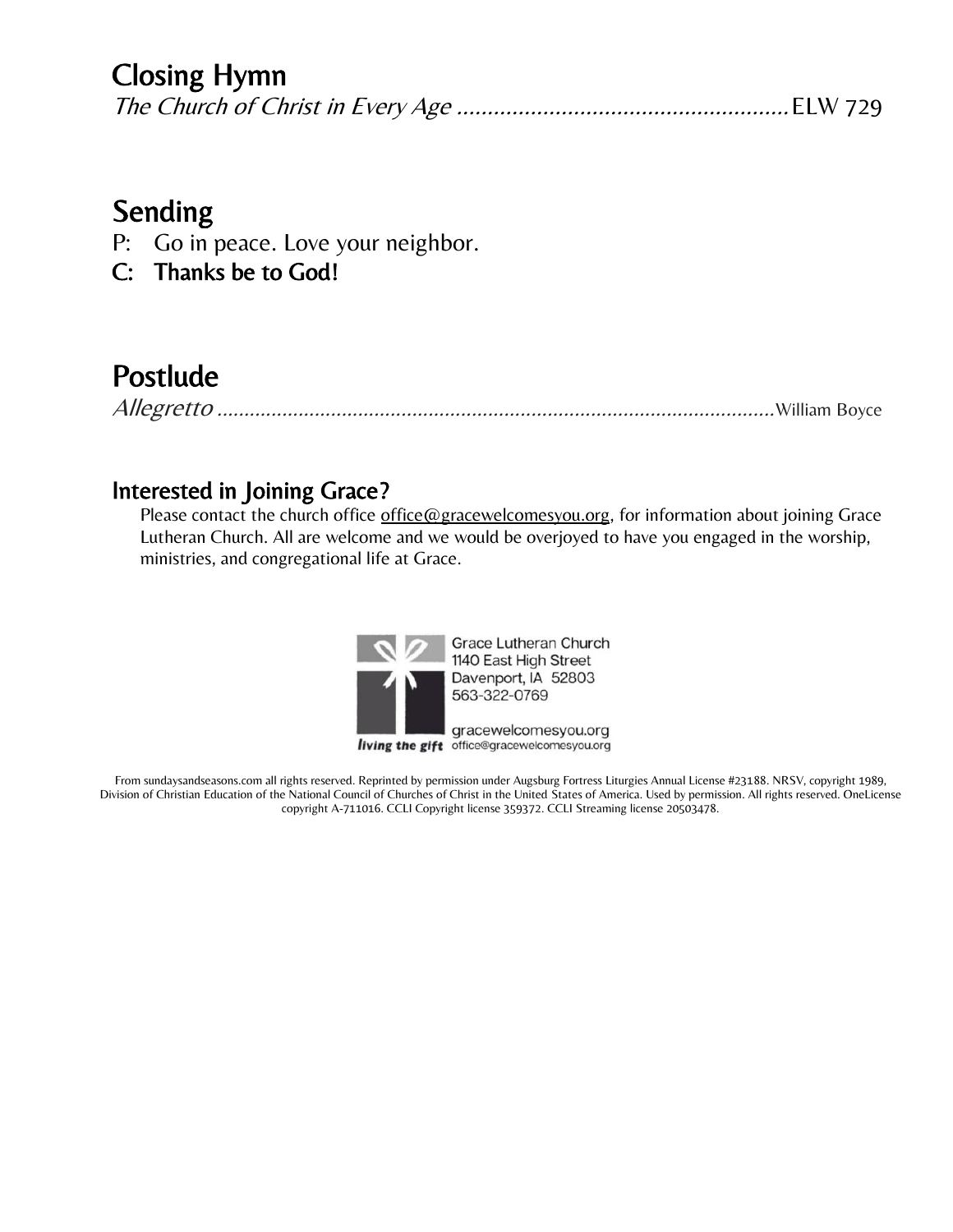## Closing Hymn

*The Church of Christ in Every Age* ....................................................... ELW 729

## Sending

P: Go in peace. Love your neighbor.

**C: Thanks be to God!**

## Postlude

*Allegretto* ....................................................................................................... William Boyce

### Interested in Joining Grace?

Please contact the church office office@gracewelcomesyou.org, for information about joining Grace Lutheran Church. All are welcome and we would be overjoyed to have you engaged in the worship, ministries, and congregational life at Grace.

Grace Lutheran Church
1140 East High Street
Davenport, IA 52803
563-322-0769

gracewelcomesyou.org
*living the gift* office@gracewelcomesyou.org

From sundaysandseasons.com all rights reserved. Reprinted by permission under Augsburg Fortress Liturgies Annual License #23188. NRSV, copyright 1989, Division of Christian Education of the National Council of Churches of Christ in the United States of America. Used by permission. All rights reserved. OneLicense copyright A-711016. CCLI Copyright license 359372. CCLI Streaming license 20503478.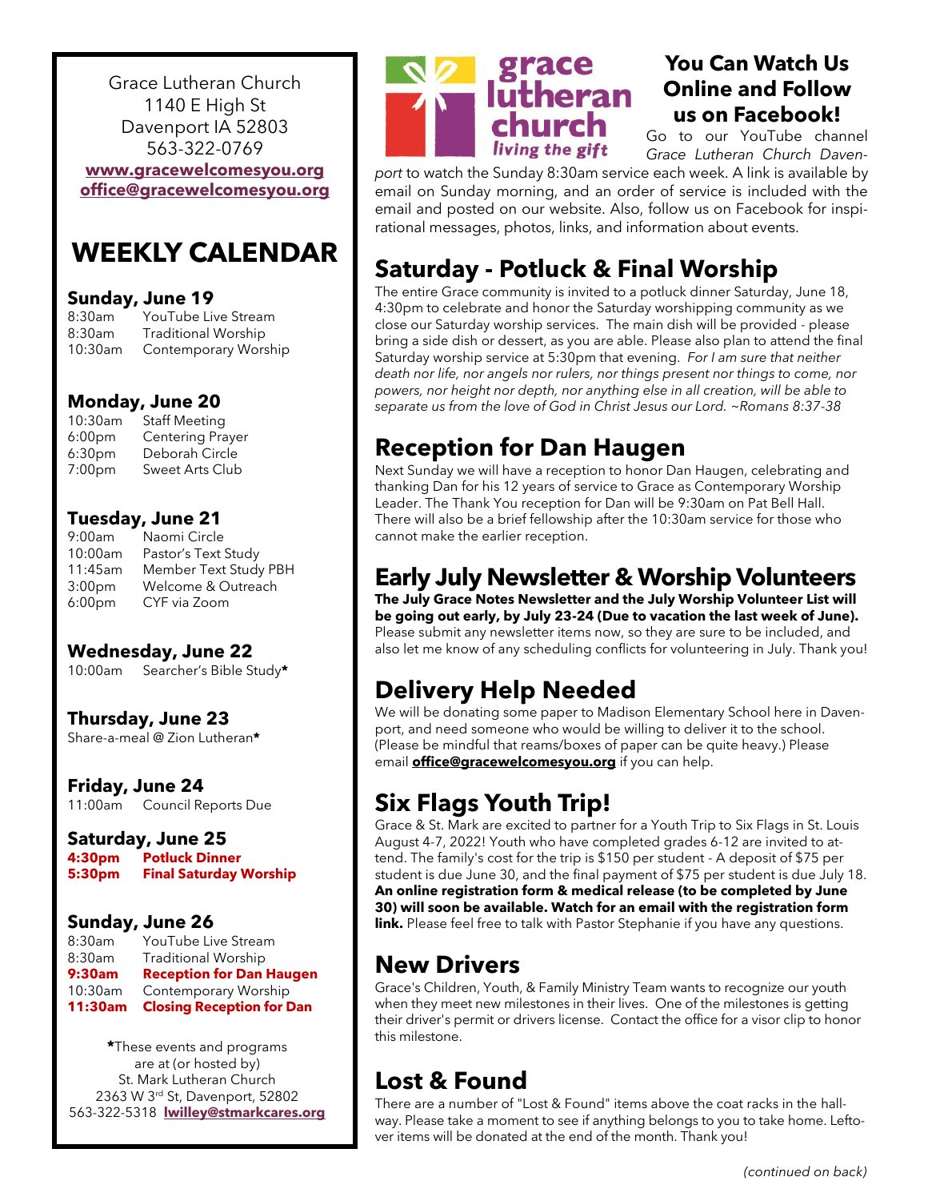Grace Lutheran Church
1140 E High St
Davenport IA 52803
563-322-0769
**www.gracewelcomesyou.org**
**office@gracewelcomesyou.org**

# WEEKLY CALENDAR

### Sunday, June 19
8:30am YouTube Live Stream
8:30am Traditional Worship
10:30am Contemporary Worship

### Monday, June 20
10:30am Staff Meeting
6:00pm Centering Prayer
6:30pm Deborah Circle
7:00pm Sweet Arts Club

### Tuesday, June 21
9:00am Naomi Circle
10:00am Pastor's Text Study
11:45am Member Text Study PBH
3:00pm Welcome & Outreach
6:00pm CYF via Zoom

### Wednesday, June 22
10:00am Searcher's Bible Study*

### Thursday, June 23
Share-a-meal @ Zion Lutheran*

### Friday, June 24
11:00am Council Reports Due

### Saturday, June 25
**4:30pm Potluck Dinner**
**5:30pm Final Saturday Worship**

### Sunday, June 26
8:30am YouTube Live Stream
8:30am Traditional Worship
**9:30am Reception for Dan Haugen**
10:30am Contemporary Worship
**11:30am Closing Reception for Dan**

*These events and programs are at (or hosted by) St. Mark Lutheran Church
2363 W 3rd St, Davenport, 52802
563-322-5318 **lwilley@stmarkcares.org**

grace lutheran church *living the gift*

## You Can Watch Us Online and Follow us on Facebook!

Go to our YouTube channel *Grace Lutheran Church Davenport* to watch the Sunday 8:30am service each week. A link is available by email on Sunday morning, and an order of service is included with the email and posted on our website. Also, follow us on Facebook for inspirational messages, photos, links, and information about events.

## Saturday - Potluck & Final Worship

The entire Grace community is invited to a potluck dinner Saturday, June 18, 4:30pm to celebrate and honor the Saturday worshipping community as we close our Saturday worship services. The main dish will be provided - please bring a side dish or dessert, as you are able. Please also plan to attend the final Saturday worship service at 5:30pm that evening. *For I am sure that neither death nor life, nor angels nor rulers, nor things present nor things to come, nor powers, nor height nor depth, nor anything else in all creation, will be able to separate us from the love of God in Christ Jesus our Lord. ~Romans 8:37-38*

## Reception for Dan Haugen

Next Sunday we will have a reception to honor Dan Haugen, celebrating and thanking Dan for his 12 years of service to Grace as Contemporary Worship Leader. The Thank You reception for Dan will be 9:30am on Pat Bell Hall. There will also be a brief fellowship after the 10:30am service for those who cannot make the earlier reception.

## Early July Newsletter & Worship Volunteers

**The July Grace Notes Newsletter and the July Worship Volunteer List will be going out early, by July 23-24 (Due to vacation the last week of June).** Please submit any newsletter items now, so they are sure to be included, and also let me know of any scheduling conflicts for volunteering in July. Thank you!

## Delivery Help Needed

We will be donating some paper to Madison Elementary School here in Davenport, and need someone who would be willing to deliver it to the school. (Please be mindful that reams/boxes of paper can be quite heavy.) Please email **office@gracewelcomesyou.org** if you can help.

## Six Flags Youth Trip!

Grace & St. Mark are excited to partner for a Youth Trip to Six Flags in St. Louis August 4-7, 2022! Youth who have completed grades 6-12 are invited to attend. The family's cost for the trip is $150 per student - A deposit of $75 per student is due June 30, and the final payment of $75 per student is due July 18. **An online registration form & medical release (to be completed by June 30) will soon be available. Watch for an email with the registration form link.** Please feel free to talk with Pastor Stephanie if you have any questions.

## New Drivers

Grace's Children, Youth, & Family Ministry Team wants to recognize our youth when they meet new milestones in their lives. One of the milestones is getting their driver's permit or drivers license. Contact the office for a visor clip to honor this milestone.

## Lost & Found

There are a number of "Lost & Found" items above the coat racks in the hallway. Please take a moment to see if anything belongs to you to take home. Leftover items will be donated at the end of the month. Thank you!

*(continued on back)*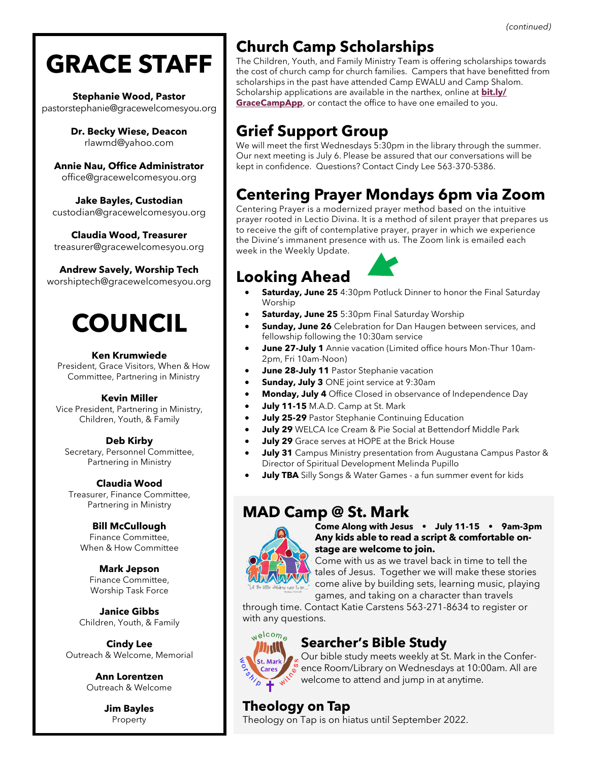*(continued)*

# GRACE STAFF

**Stephanie Wood, Pastor**
pastorstephanie@gracewelcomesyou.org

**Dr. Becky Wiese, Deacon**
rlawmd@yahoo.com

**Annie Nau, Office Administrator**
office@gracewelcomesyou.org

**Jake Bayles, Custodian**
custodian@gracewelcomesyou.org

**Claudia Wood, Treasurer**
treasurer@gracewelcomesyou.org

**Andrew Savely, Worship Tech**
worshiptech@gracewelcomesyou.org

# COUNCIL

**Ken Krumwiede**
President, Grace Visitors, When & How Committee, Partnering in Ministry

**Kevin Miller**
Vice President, Partnering in Ministry, Children, Youth, & Family

**Deb Kirby**
Secretary, Personnel Committee, Partnering in Ministry

**Claudia Wood**
Treasurer, Finance Committee, Partnering in Ministry

**Bill McCullough**
Finance Committee, When & How Committee

**Mark Jepson**
Finance Committee, Worship Task Force

**Janice Gibbs**
Children, Youth, & Family

**Cindy Lee**
Outreach & Welcome, Memorial

**Ann Lorentzen**
Outreach & Welcome

**Jim Bayles**
Property

## Church Camp Scholarships

The Children, Youth, and Family Ministry Team is offering scholarships towards the cost of church camp for church families. Campers that have benefitted from scholarships in the past have attended Camp EWALU and Camp Shalom. Scholarship applications are available in the narthex, online at **bit.ly/GraceCampApp**, or contact the office to have one emailed to you.

## Grief Support Group

We will meet the first Wednesdays 5:30pm in the library through the summer. Our next meeting is July 6. Please be assured that our conversations will be kept in confidence. Questions? Contact Cindy Lee 563-370-5386.

## Centering Prayer Mondays 6pm via Zoom

Centering Prayer is a modernized prayer method based on the intuitive prayer rooted in Lectio Divina. It is a method of silent prayer that prepares us to receive the gift of contemplative prayer, prayer in which we experience the Divine's immanent presence with us. The Zoom link is emailed each week in the Weekly Update.

## Looking Ahead

- **Saturday, June 25** 4:30pm Potluck Dinner to honor the Final Saturday Worship
- **Saturday, June 25** 5:30pm Final Saturday Worship
- **Sunday, June 26** Celebration for Dan Haugen between services, and fellowship following the 10:30am service
- **June 27-July 1** Annie vacation (Limited office hours Mon-Thur 10am-2pm, Fri 10am-Noon)
- **June 28-July 11** Pastor Stephanie vacation
- **Sunday, July 3** ONE joint service at 9:30am
- **Monday, July 4** Office Closed in observance of Independence Day
- **July 11-15** M.A.D. Camp at St. Mark
- **July 25-29** Pastor Stephanie Continuing Education
- **July 29** WELCA Ice Cream & Pie Social at Bettendorf Middle Park
- **July 29** Grace serves at HOPE at the Brick House
- **July 31** Campus Ministry presentation from Augustana Campus Pastor & Director of Spiritual Development Melinda Pupillo
- **July TBA** Silly Songs & Water Games - a fun summer event for kids

## MAD Camp @ St. Mark

**Come Along with Jesus • July 11-15 • 9am-3pm**
**Any kids able to read a script & comfortable on-stage are welcome to join.**

Come with us as we travel back in time to tell the tales of Jesus. Together we will make these stories come alive by building sets, learning music, playing games, and taking on a character than travels through time. Contact Katie Carstens 563-271-8634 to register or with any questions.

## Searcher's Bible Study

Our bible study meets weekly at St. Mark in the Conference Room/Library on Wednesdays at 10:00am. All are welcome to attend and jump in at anytime.

## Theology on Tap

Theology on Tap is on hiatus until September 2022.